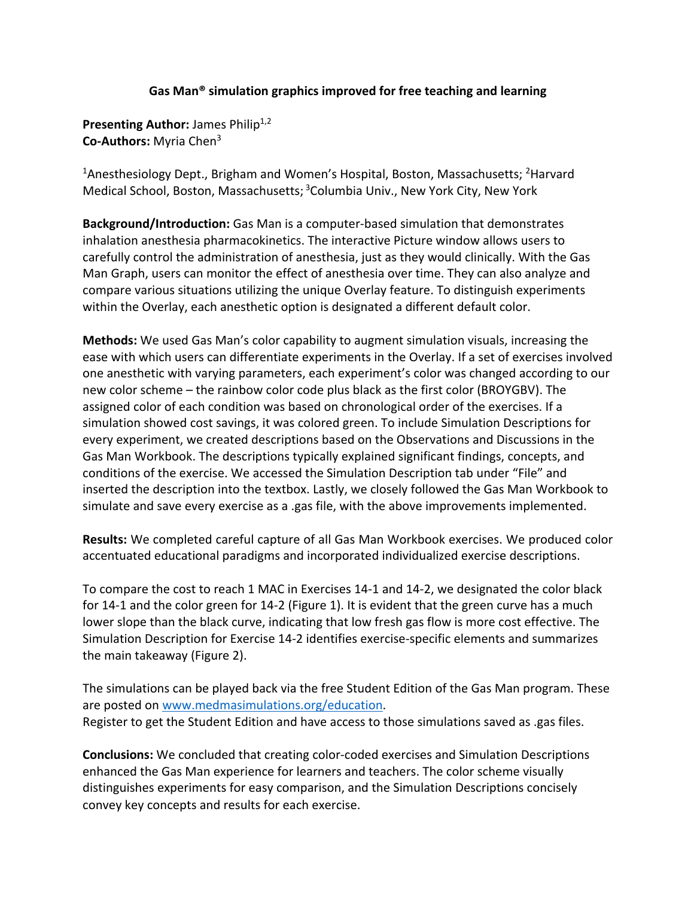**Gas Man® simulation graphics improved for free teaching and learning**

**Presenting Author:** James Philip[1,2]
**Co-Authors:** Myria Chen[3]

[1]Anesthesiology Dept., Brigham and Women's Hospital, Boston, Massachusetts; [2]Harvard Medical School, Boston, Massachusetts; [3]Columbia Univ., New York City, New York

**Background/Introduction:** Gas Man is a computer-based simulation that demonstrates inhalation anesthesia pharmacokinetics. The interactive Picture window allows users to carefully control the administration of anesthesia, just as they would clinically. With the Gas Man Graph, users can monitor the effect of anesthesia over time. They can also analyze and compare various situations utilizing the unique Overlay feature. To distinguish experiments within the Overlay, each anesthetic option is designated a different default color.

**Methods:** We used Gas Man's color capability to augment simulation visuals, increasing the ease with which users can differentiate experiments in the Overlay. If a set of exercises involved one anesthetic with varying parameters, each experiment's color was changed according to our new color scheme – the rainbow color code plus black as the first color (BROYGBV). The assigned color of each condition was based on chronological order of the exercises. If a simulation showed cost savings, it was colored green. To include Simulation Descriptions for every experiment, we created descriptions based on the Observations and Discussions in the Gas Man Workbook. The descriptions typically explained significant findings, concepts, and conditions of the exercise. We accessed the Simulation Description tab under "File" and inserted the description into the textbox. Lastly, we closely followed the Gas Man Workbook to simulate and save every exercise as a .gas file, with the above improvements implemented.

**Results:** We completed careful capture of all Gas Man Workbook exercises. We produced color accentuated educational paradigms and incorporated individualized exercise descriptions.

To compare the cost to reach 1 MAC in Exercises 14-1 and 14-2, we designated the color black for 14-1 and the color green for 14-2 (Figure 1). It is evident that the green curve has a much lower slope than the black curve, indicating that low fresh gas flow is more cost effective. The Simulation Description for Exercise 14-2 identifies exercise-specific elements and summarizes the main takeaway (Figure 2).

The simulations can be played back via the free Student Edition of the Gas Man program. These are posted on www.medmasimulations.org/education.
Register to get the Student Edition and have access to those simulations saved as .gas files.

**Conclusions:** We concluded that creating color-coded exercises and Simulation Descriptions enhanced the Gas Man experience for learners and teachers. The color scheme visually distinguishes experiments for easy comparison, and the Simulation Descriptions concisely convey key concepts and results for each exercise.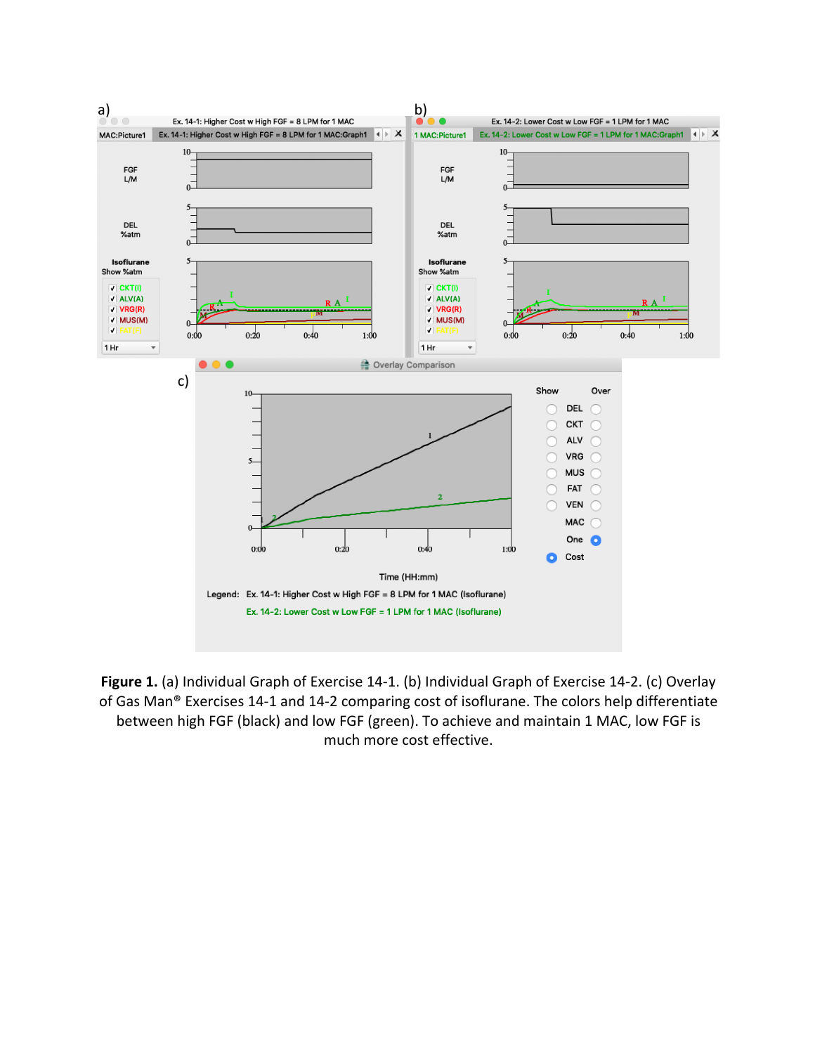a)

Ex. 14-1: Higher Cost w High FGF = 8 LPM for 1 MAC

MAC:Picture1 | Ex. 14-1: Higher Cost w High FGF = 8 LPM for 1 MAC:Graph1

FGF L/M

DEL %atm

Isoflurane
Show %atm

CKT(I)
ALV(A)
VRG(R)
MUS(M)
FAT(F)

1 Hr

10, 0, 5, 0, 5, 0

0:00 0:20 0:40 1:00

b)

Ex. 14-2: Lower Cost w Low FGF = 1 LPM for 1 MAC

1 MAC:Picture1 | Ex. 14-2: Lower Cost w Low FGF = 1 LPM for 1 MAC:Graph1

FGF L/M

DEL %atm

Isoflurane
Show %atm

CKT(I)
ALV(A)
VRG(R)
MUS(M)
FAT(F)

1 Hr

10, 0, 5, 0, 5, 0

0:00 0:20 0:40 1:00

c)

Overlay Comparison

10, 5, 0

0:00 0:20 0:40 1:00

Time (HH:mm)

Show Over
DEL
CKT
ALV
VRG
MUS
FAT
VEN
MAC
One
Cost

Legend: Ex. 14-1: Higher Cost w High FGF = 8 LPM for 1 MAC (Isoflurane)
Ex. 14-2: Lower Cost w Low FGF = 1 LPM for 1 MAC (Isoflurane)

**Figure 1.** (a) Individual Graph of Exercise 14-1. (b) Individual Graph of Exercise 14-2. (c) Overlay of Gas Man® Exercises 14-1 and 14-2 comparing cost of isoflurane. The colors help differentiate between high FGF (black) and low FGF (green). To achieve and maintain 1 MAC, low FGF is much more cost effective.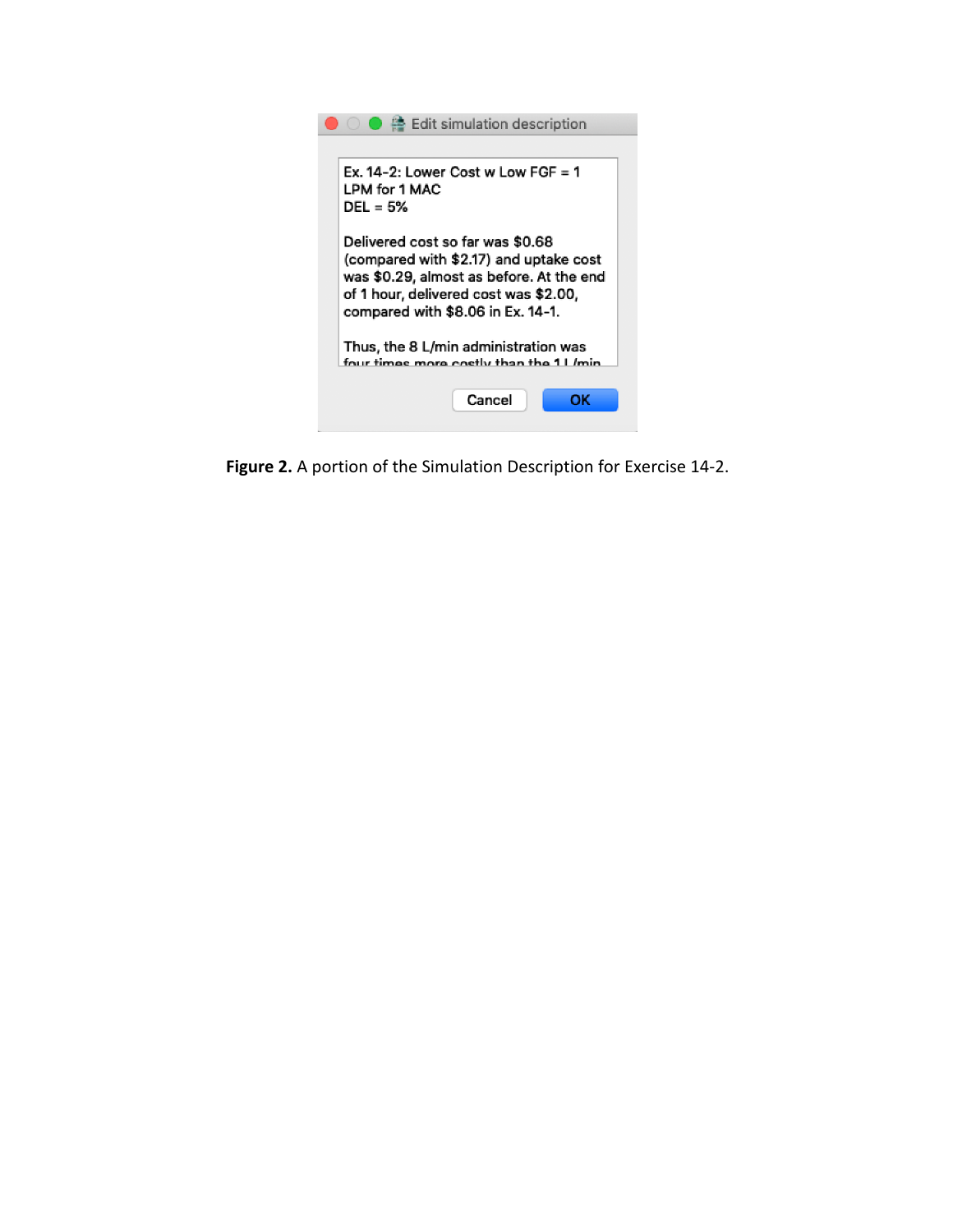Edit simulation description

Ex. 14-2: Lower Cost w Low FGF = 1 LPM for 1 MAC
DEL = 5%

Delivered cost so far was $0.68 (compared with $2.17) and uptake cost was $0.29, almost as before. At the end of 1 hour, delivered cost was $2.00, compared with $8.06 in Ex. 14-1.

Thus, the 8 L/min administration was four times more costly than the 1 L/min

Cancel OK

**Figure 2.** A portion of the Simulation Description for Exercise 14-2.